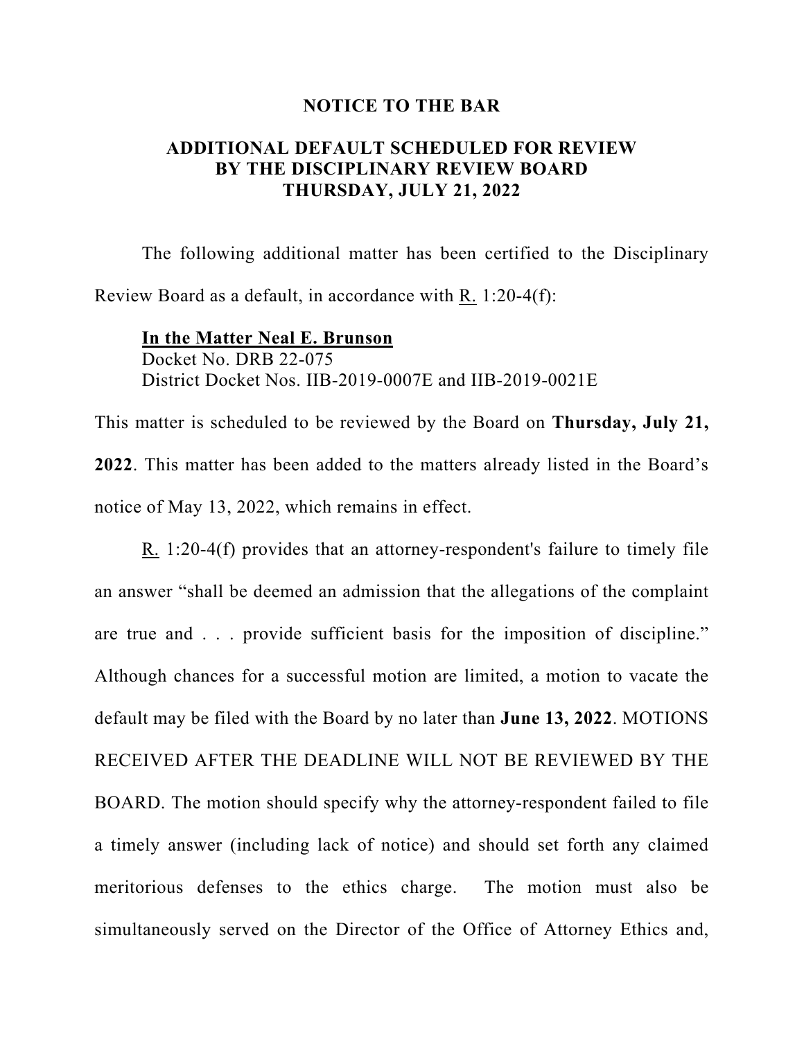# NOTICE TO THE BAR

## ADDITIONAL DEFAULT SCHEDULED FOR REVIEW BY THE DISCIPLINARY REVIEW BOARD THURSDAY, JULY 21, 2022

The following additional matter has been certified to the Disciplinary Review Board as a default, in accordance with R. 1:20-4(f):

**In the Matter Neal E. Brunson**
Docket No. DRB 22-075
District Docket Nos. IIB-2019-0007E and IIB-2019-0021E

This matter is scheduled to be reviewed by the Board on **Thursday, July 21, 2022**. This matter has been added to the matters already listed in the Board's notice of May 13, 2022, which remains in effect.

R. 1:20-4(f) provides that an attorney-respondent's failure to timely file an answer "shall be deemed an admission that the allegations of the complaint are true and . . . provide sufficient basis for the imposition of discipline." Although chances for a successful motion are limited, a motion to vacate the default may be filed with the Board by no later than **June 13, 2022**. MOTIONS RECEIVED AFTER THE DEADLINE WILL NOT BE REVIEWED BY THE BOARD. The motion should specify why the attorney-respondent failed to file a timely answer (including lack of notice) and should set forth any claimed meritorious defenses to the ethics charge. The motion must also be simultaneously served on the Director of the Office of Attorney Ethics and,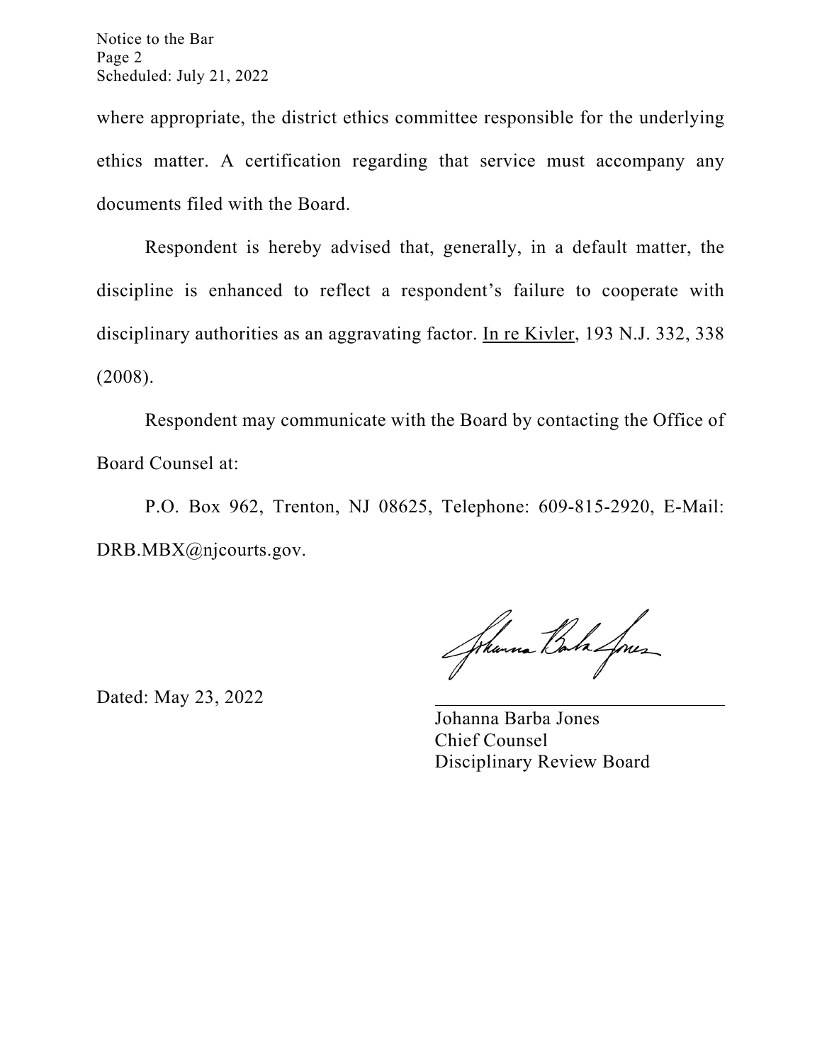where appropriate, the district ethics committee responsible for the underlying ethics matter. A certification regarding that service must accompany any documents filed with the Board.

Respondent is hereby advised that, generally, in a default matter, the discipline is enhanced to reflect a respondent's failure to cooperate with disciplinary authorities as an aggravating factor. In re Kivler, 193 N.J. 332, 338 (2008).

Respondent may communicate with the Board by contacting the Office of Board Counsel at:

P.O. Box 962, Trenton, NJ 08625, Telephone: 609-815-2920, E-Mail: DRB.MBX@njcourts.gov.

Dated: May 23, 2022

Johanna Barba Jones
Chief Counsel
Disciplinary Review Board